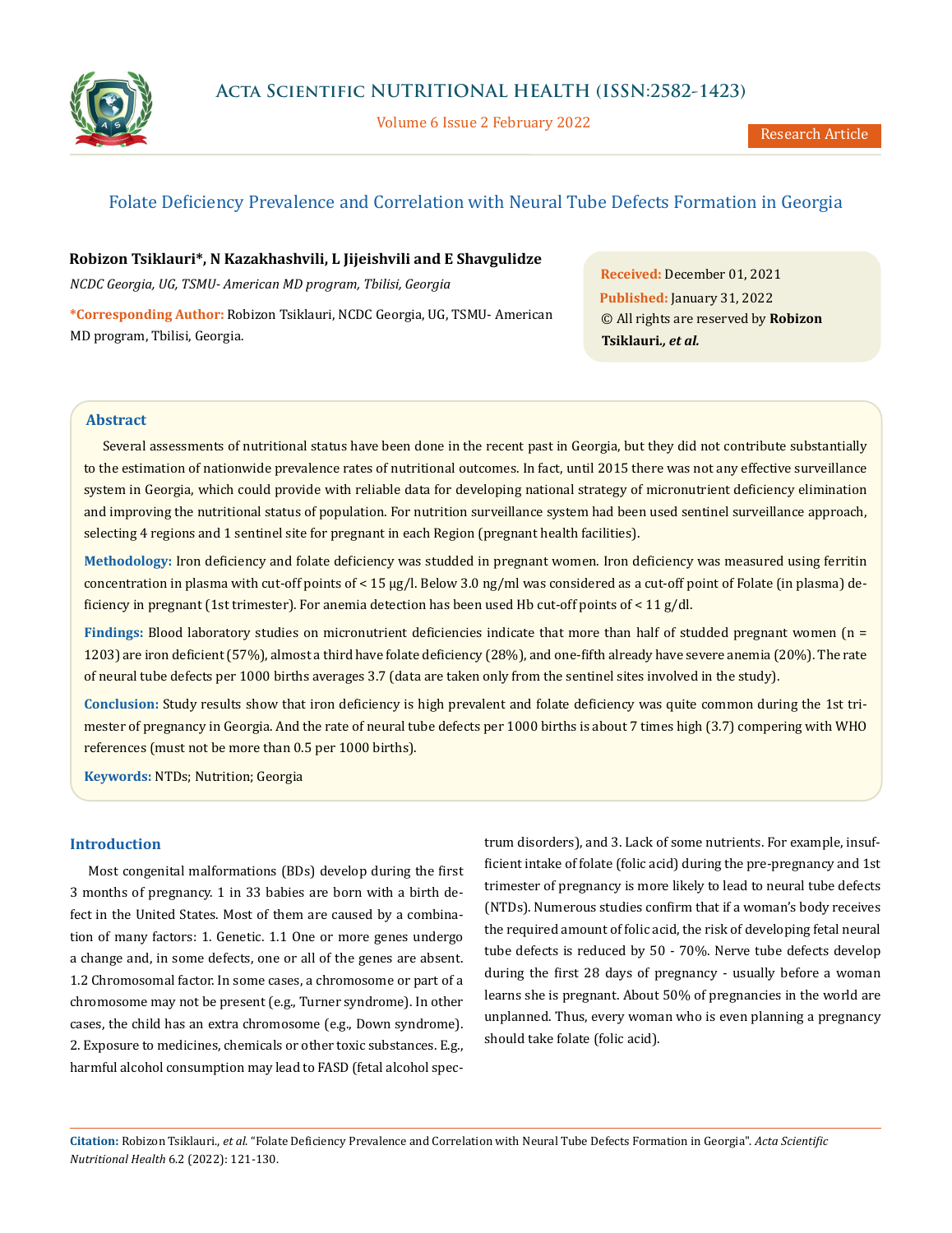# Folate Deficiency Prevalence and Correlation with Neural Tube Defects Formation in Georgia

**Robizon Tsiklauri\*, N Kazakhashvili, L Jijeishvili and E Shavgulidze**

*NCDC Georgia, UG, TSMU- American MD program, Tbilisi, Georgia*

**\*Corresponding Author:** Robizon Tsiklauri, NCDC Georgia, UG, TSMU- American MD program, Tbilisi, Georgia.

**Received:** December 01, 2021
**Published:** January 31, 2022
© All rights are reserved by **Robizon Tsiklauri., *et al.***

## Abstract

Several assessments of nutritional status have been done in the recent past in Georgia, but they did not contribute substantially to the estimation of nationwide prevalence rates of nutritional outcomes. In fact, until 2015 there was not any effective surveillance system in Georgia, which could provide with reliable data for developing national strategy of micronutrient deficiency elimination and improving the nutritional status of population. For nutrition surveillance system had been used sentinel surveillance approach, selecting 4 regions and 1 sentinel site for pregnant in each Region (pregnant health facilities).

**Methodology:** Iron deficiency and folate deficiency was studded in pregnant women. Iron deficiency was measured using ferritin concentration in plasma with cut-off points of < 15 μg/l. Below 3.0 ng/ml was considered as a cut-off point of Folate (in plasma) deficiency in pregnant (1st trimester). For anemia detection has been used Hb cut-off points of < 11 g/dl.

**Findings:** Blood laboratory studies on micronutrient deficiencies indicate that more than half of studded pregnant women (n = 1203) are iron deficient (57%), almost a third have folate deficiency (28%), and one-fifth already have severe anemia (20%). The rate of neural tube defects per 1000 births averages 3.7 (data are taken only from the sentinel sites involved in the study).

**Conclusion:** Study results show that iron deficiency is high prevalent and folate deficiency was quite common during the 1st trimester of pregnancy in Georgia. And the rate of neural tube defects per 1000 births is about 7 times high (3.7) compering with WHO references (must not be more than 0.5 per 1000 births).

**Keywords:** NTDs; Nutrition; Georgia

## Introduction

Most congenital malformations (BDs) develop during the first 3 months of pregnancy. 1 in 33 babies are born with a birth defect in the United States. Most of them are caused by a combination of many factors: 1. Genetic. 1.1 One or more genes undergo a change and, in some defects, one or all of the genes are absent. 1.2 Chromosomal factor. In some cases, a chromosome or part of a chromosome may not be present (e.g., Turner syndrome). In other cases, the child has an extra chromosome (e.g., Down syndrome). 2. Exposure to medicines, chemicals or other toxic substances. E.g., harmful alcohol consumption may lead to FASD (fetal alcohol spectrum disorders), and 3. Lack of some nutrients. For example, insufficient intake of folate (folic acid) during the pre-pregnancy and 1st trimester of pregnancy is more likely to lead to neural tube defects (NTDs). Numerous studies confirm that if a woman's body receives the required amount of folic acid, the risk of developing fetal neural tube defects is reduced by 50 - 70%. Nerve tube defects develop during the first 28 days of pregnancy - usually before a woman learns she is pregnant. About 50% of pregnancies in the world are unplanned. Thus, every woman who is even planning a pregnancy should take folate (folic acid).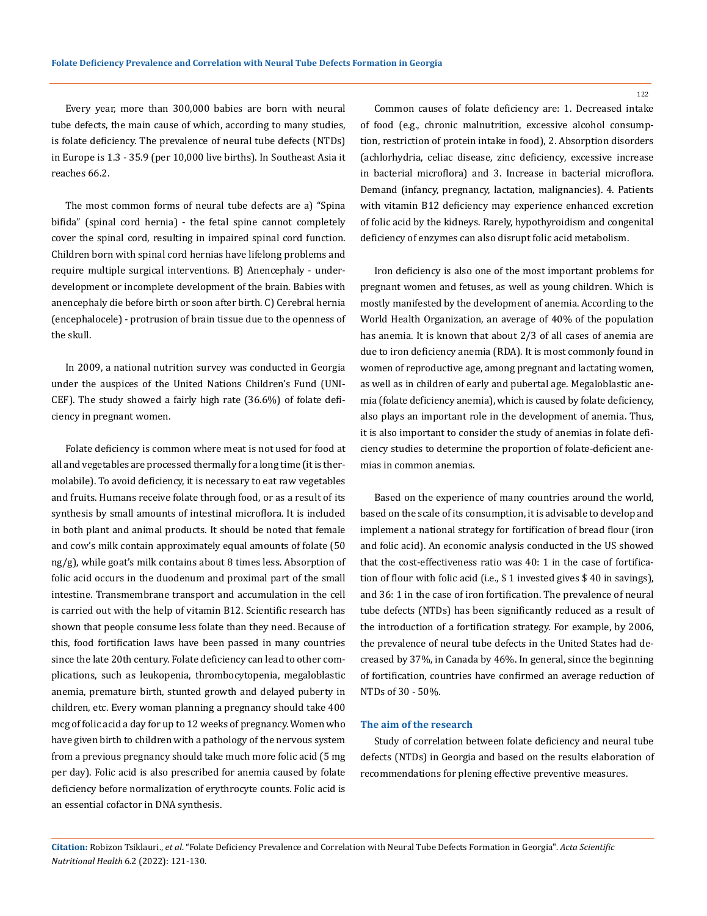Every year, more than 300,000 babies are born with neural tube defects, the main cause of which, according to many studies, is folate deficiency. The prevalence of neural tube defects (NTDs) in Europe is 1.3 - 35.9 (per 10,000 live births). In Southeast Asia it reaches 66.2.

The most common forms of neural tube defects are a) "Spina bifida" (spinal cord hernia) - the fetal spine cannot completely cover the spinal cord, resulting in impaired spinal cord function. Children born with spinal cord hernias have lifelong problems and require multiple surgical interventions. B) Anencephaly - underdevelopment or incomplete development of the brain. Babies with anencephaly die before birth or soon after birth. C) Cerebral hernia (encephalocele) - protrusion of brain tissue due to the openness of the skull.

In 2009, a national nutrition survey was conducted in Georgia under the auspices of the United Nations Children's Fund (UNICEF). The study showed a fairly high rate (36.6%) of folate deficiency in pregnant women.

Folate deficiency is common where meat is not used for food at all and vegetables are processed thermally for a long time (it is thermolabile). To avoid deficiency, it is necessary to eat raw vegetables and fruits. Humans receive folate through food, or as a result of its synthesis by small amounts of intestinal microflora. It is included in both plant and animal products. It should be noted that female and cow's milk contain approximately equal amounts of folate (50 ng/g), while goat's milk contains about 8 times less. Absorption of folic acid occurs in the duodenum and proximal part of the small intestine. Transmembrane transport and accumulation in the cell is carried out with the help of vitamin B12. Scientific research has shown that people consume less folate than they need. Because of this, food fortification laws have been passed in many countries since the late 20th century. Folate deficiency can lead to other complications, such as leukopenia, thrombocytopenia, megaloblastic anemia, premature birth, stunted growth and delayed puberty in children, etc. Every woman planning a pregnancy should take 400 mcg of folic acid a day for up to 12 weeks of pregnancy. Women who have given birth to children with a pathology of the nervous system from a previous pregnancy should take much more folic acid (5 mg per day). Folic acid is also prescribed for anemia caused by folate deficiency before normalization of erythrocyte counts. Folic acid is an essential cofactor in DNA synthesis.

Common causes of folate deficiency are: 1. Decreased intake of food (e.g., chronic malnutrition, excessive alcohol consumption, restriction of protein intake in food), 2. Absorption disorders (achlorhydria, celiac disease, zinc deficiency, excessive increase in bacterial microflora) and 3. Increase in bacterial microflora. Demand (infancy, pregnancy, lactation, malignancies). 4. Patients with vitamin B12 deficiency may experience enhanced excretion of folic acid by the kidneys. Rarely, hypothyroidism and congenital deficiency of enzymes can also disrupt folic acid metabolism.

Iron deficiency is also one of the most important problems for pregnant women and fetuses, as well as young children. Which is mostly manifested by the development of anemia. According to the World Health Organization, an average of 40% of the population has anemia. It is known that about 2/3 of all cases of anemia are due to iron deficiency anemia (RDA). It is most commonly found in women of reproductive age, among pregnant and lactating women, as well as in children of early and pubertal age. Megaloblastic anemia (folate deficiency anemia), which is caused by folate deficiency, also plays an important role in the development of anemia. Thus, it is also important to consider the study of anemias in folate deficiency studies to determine the proportion of folate-deficient anemias in common anemias.

Based on the experience of many countries around the world, based on the scale of its consumption, it is advisable to develop and implement a national strategy for fortification of bread flour (iron and folic acid). An economic analysis conducted in the US showed that the cost-effectiveness ratio was 40: 1 in the case of fortification of flour with folic acid (i.e., $ 1 invested gives $ 40 in savings), and 36: 1 in the case of iron fortification. The prevalence of neural tube defects (NTDs) has been significantly reduced as a result of the introduction of a fortification strategy. For example, by 2006, the prevalence of neural tube defects in the United States had decreased by 37%, in Canada by 46%. In general, since the beginning of fortification, countries have confirmed an average reduction of NTDs of 30 - 50%.

### The aim of the research

Study of correlation between folate deficiency and neural tube defects (NTDs) in Georgia and based on the results elaboration of recommendations for plening effective preventive measures.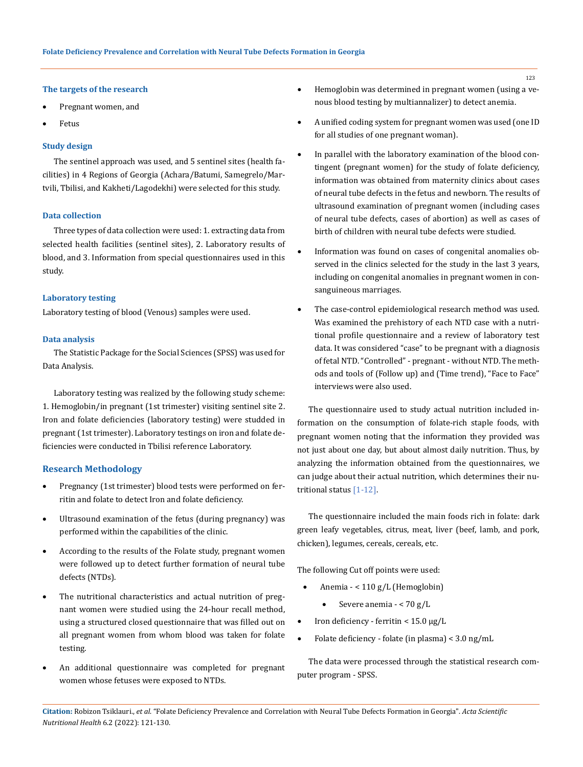### The targets of the research

- Pregnant women, and
- Fetus

### Study design

The sentinel approach was used, and 5 sentinel sites (health facilities) in 4 Regions of Georgia (Achara/Batumi, Samegrelo/Martvili, Tbilisi, and Kakheti/Lagodekhi) were selected for this study.

### Data collection

Three types of data collection were used: 1. extracting data from selected health facilities (sentinel sites), 2. Laboratory results of blood, and 3. Information from special questionnaires used in this study.

### Laboratory testing

Laboratory testing of blood (Venous) samples were used.

### Data analysis

The Statistic Package for the Social Sciences (SPSS) was used for Data Analysis.

Laboratory testing was realized by the following study scheme: 1. Hemoglobin/in pregnant (1st trimester) visiting sentinel site 2. Iron and folate deficiencies (laboratory testing) were studded in pregnant (1st trimester). Laboratory testings on iron and folate deficiencies were conducted in Tbilisi reference Laboratory.

## Research Methodology

- Pregnancy (1st trimester) blood tests were performed on ferritin and folate to detect Iron and folate deficiency.
- Ultrasound examination of the fetus (during pregnancy) was performed within the capabilities of the clinic.
- According to the results of the Folate study, pregnant women were followed up to detect further formation of neural tube defects (NTDs).
- The nutritional characteristics and actual nutrition of pregnant women were studied using the 24-hour recall method, using a structured closed questionnaire that was filled out on all pregnant women from whom blood was taken for folate testing.
- An additional questionnaire was completed for pregnant women whose fetuses were exposed to NTDs.
- Hemoglobin was determined in pregnant women (using a venous blood testing by multiannalizer) to detect anemia.
- A unified coding system for pregnant women was used (one ID for all studies of one pregnant woman).
- In parallel with the laboratory examination of the blood contingent (pregnant women) for the study of folate deficiency, information was obtained from maternity clinics about cases of neural tube defects in the fetus and newborn. The results of ultrasound examination of pregnant women (including cases of neural tube defects, cases of abortion) as well as cases of birth of children with neural tube defects were studied.
- Information was found on cases of congenital anomalies observed in the clinics selected for the study in the last 3 years, including on congenital anomalies in pregnant women in consanguineous marriages.
- The case-control epidemiological research method was used. Was examined the prehistory of each NTD case with a nutritional profile questionnaire and a review of laboratory test data. It was considered "case" to be pregnant with a diagnosis of fetal NTD. "Controlled" - pregnant - without NTD. The methods and tools of (Follow up) and (Time trend), "Face to Face" interviews were also used.

The questionnaire used to study actual nutrition included information on the consumption of folate-rich staple foods, with pregnant women noting that the information they provided was not just about one day, but about almost daily nutrition. Thus, by analyzing the information obtained from the questionnaires, we can judge about their actual nutrition, which determines their nutritional status [1-12].

The questionnaire included the main foods rich in folate: dark green leafy vegetables, citrus, meat, liver (beef, lamb, and pork, chicken), legumes, cereals, cereals, etc.

The following Cut off points were used:

- Anemia - < 110 g/L (Hemoglobin)
  - Severe anemia - < 70 g/L
- Iron deficiency - ferritin < 15.0 μg/L
- Folate deficiency - folate (in plasma) < 3.0 ng/mL

The data were processed through the statistical research computer program - SPSS.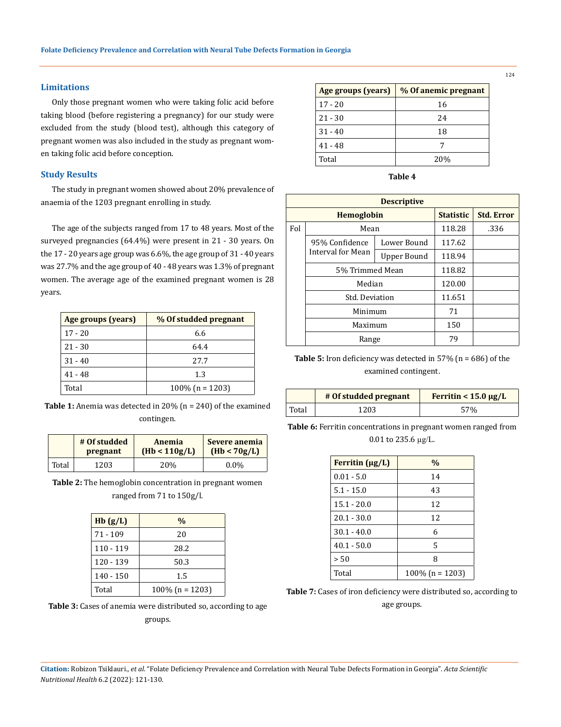## Limitations

Only those pregnant women who were taking folic acid before taking blood (before registering a pregnancy) for our study were excluded from the study (blood test), although this category of pregnant women was also included in the study as pregnant women taking folic acid before conception.

## Study Results

The study in pregnant women showed about 20% prevalence of anaemia of the 1203 pregnant enrolling in study.

The age of the subjects ranged from 17 to 48 years. Most of the surveyed pregnancies (64.4%) were present in 21 - 30 years. On the 17 - 20 years age group was 6.6%, the age group of 31 - 40 years was 27.7% and the age group of 40 - 48 years was 1.3% of pregnant women. The average age of the examined pregnant women is 28 years.

| Age groups (years) | % Of studded pregnant |
|---|---|
| 17 - 20 | 6.6 |
| 21 - 30 | 64.4 |
| 31 - 40 | 27.7 |
| 41 - 48 | 1.3 |
| Total | 100% (n = 1203) |

**Table 1:** Anemia was detected in 20% (n = 240) of the examined contingen.

| | # Of studded pregnant | Anemia (Hb < 110g/L) | Severe anemia (Hb < 70g/L) |
|---|---|---|---|
| Total | 1203 | 20% | 0.0% |

**Table 2:** The hemoglobin concentration in pregnant women ranged from 71 to 150g/l.

| Hb (g/L) | % |
|---|---|
| 71 - 109 | 20 |
| 110 - 119 | 28.2 |
| 120 - 139 | 50.3 |
| 140 - 150 | 1.5 |
| Total | 100% (n = 1203) |

**Table 3:** Cases of anemia were distributed so, according to age groups.

| Age groups (years) | % Of anemic pregnant |
|---|---|
| 17 - 20 | 16 |
| 21 - 30 | 24 |
| 31 - 40 | 18 |
| 41 - 48 | 7 |
| Total | 20% |

**Table 4**

| Descriptive | | | | |
|---|---|---|---|---|
| Hemoglobin | | | Statistic | Std. Error |
| Fol | Mean | | 118.28 | .336 |
| | 95% Confidence Interval for Mean | Lower Bound | 117.62 | |
| | | Upper Bound | 118.94 | |
| | 5% Trimmed Mean | | 118.82 | |
| | Median | | 120.00 | |
| | Std. Deviation | | 11.651 | |
| | Minimum | | 71 | |
| | Maximum | | 150 | |
| | Range | | 79 | |

**Table 5:** Iron deficiency was detected in 57% (n = 686) of the examined contingent.

| | # Of studded pregnant | Ferritin < 15.0 μg/L |
|---|---|---|
| Total | 1203 | 57% |

**Table 6:** Ferritin concentrations in pregnant women ranged from 0.01 to 235.6 μg/L.

| Ferritin (μg/L) | % |
|---|---|
| 0.01 - 5.0 | 14 |
| 5.1 - 15.0 | 43 |
| 15.1 - 20.0 | 12 |
| 20.1 - 30.0 | 12 |
| 30.1 - 40.0 | 6 |
| 40.1 - 50.0 | 5 |
| > 50 | 8 |
| Total | 100% (n = 1203) |

**Table 7:** Cases of iron deficiency were distributed so, according to age groups.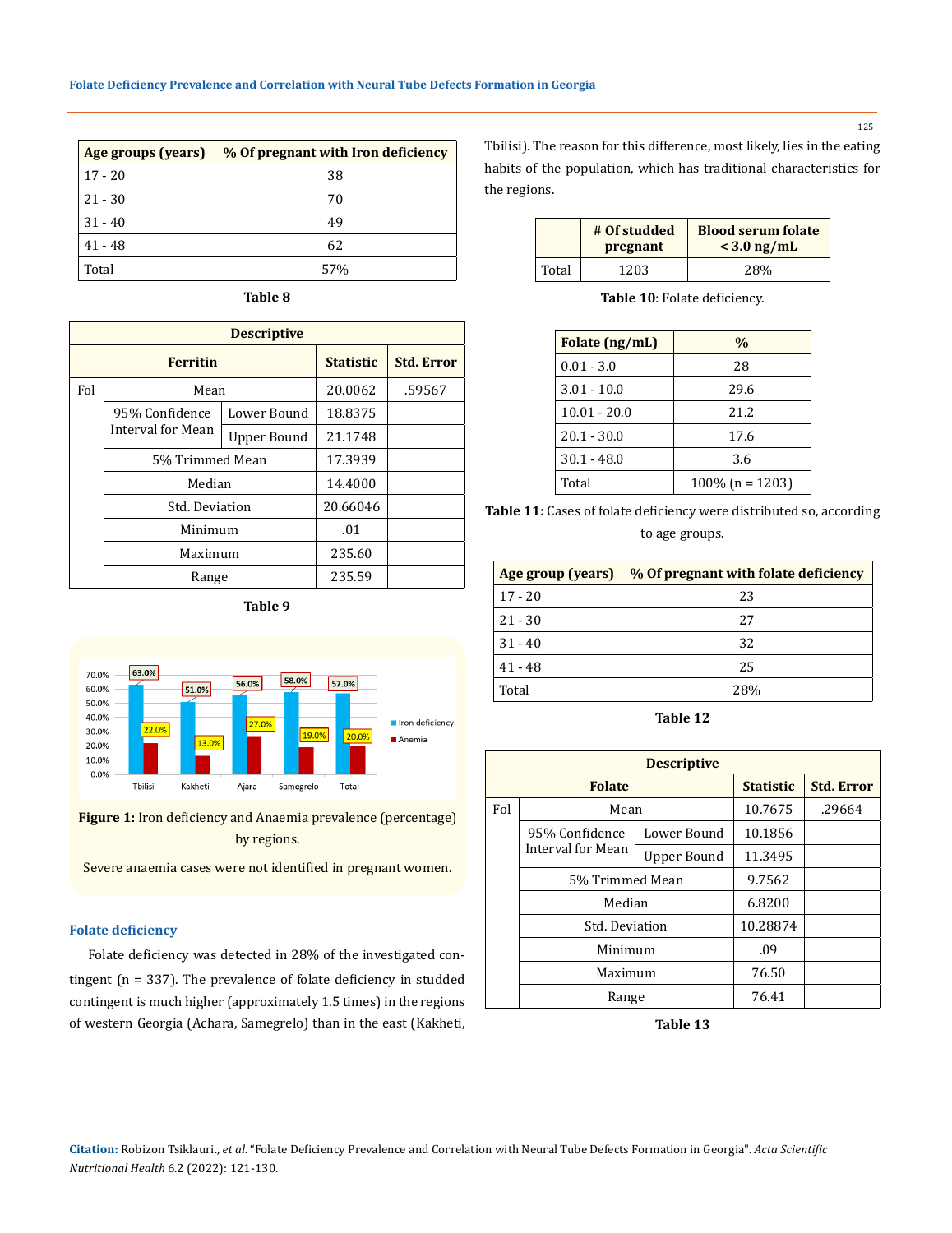| Age groups (years) | % Of pregnant with Iron deficiency |
|---|---|
| 17 - 20 | 38 |
| 21 - 30 | 70 |
| 31 - 40 | 49 |
| 41 - 48 | 62 |
| Total | 57% |

**Table 8**

| Descriptive | | | | |
|---|---|---|---|---|
| Ferritin | | | Statistic | Std. Error |
| Fol | Mean | | 20.0062 | .59567 |
| | 95% Confidence Interval for Mean | Lower Bound | 18.8375 | |
| | | Upper Bound | 21.1748 | |
| | 5% Trimmed Mean | | 17.3939 | |
| | Median | | 14.4000 | |
| | Std. Deviation | | 20.66046 | |
| | Minimum | | .01 | |
| | Maximum | | 235.60 | |
| | Range | | 235.59 | |

**Table 9**

**Figure 1:** Iron deficiency and Anaemia prevalence (percentage) by regions.

Severe anaemia cases were not identified in pregnant women.

### Folate deficiency

Folate deficiency was detected in 28% of the investigated contingent (n = 337). The prevalence of folate deficiency in studded contingent is much higher (approximately 1.5 times) in the regions of western Georgia (Achara, Samegrelo) than in the east (Kakheti, Tbilisi). The reason for this difference, most likely, lies in the eating habits of the population, which has traditional characteristics for the regions.

| | # Of studded pregnant | Blood serum folate < 3.0 ng/mL |
|---|---|---|
| Total | 1203 | 28% |

**Table 10**: Folate deficiency.

| Folate (ng/mL) | % |
|---|---|
| 0.01 - 3.0 | 28 |
| 3.01 - 10.0 | 29.6 |
| 10.01 - 20.0 | 21.2 |
| 20.1 - 30.0 | 17.6 |
| 30.1 - 48.0 | 3.6 |
| Total | 100% (n = 1203) |

**Table 11:** Cases of folate deficiency were distributed so, according to age groups.

| Age group (years) | % Of pregnant with folate deficiency |
|---|---|
| 17 - 20 | 23 |
| 21 - 30 | 27 |
| 31 - 40 | 32 |
| 41 - 48 | 25 |
| Total | 28% |

**Table 12**

| Descriptive | | | | |
|---|---|---|---|---|
| Folate | | | Statistic | Std. Error |
| Fol | Mean | | 10.7675 | .29664 |
| | 95% Confidence Interval for Mean | Lower Bound | 10.1856 | |
| | | Upper Bound | 11.3495 | |
| | 5% Trimmed Mean | | 9.7562 | |
| | Median | | 6.8200 | |
| | Std. Deviation | | 10.28874 | |
| | Minimum | | .09 | |
| | Maximum | | 76.50 | |
| | Range | | 76.41 | |

**Table 13**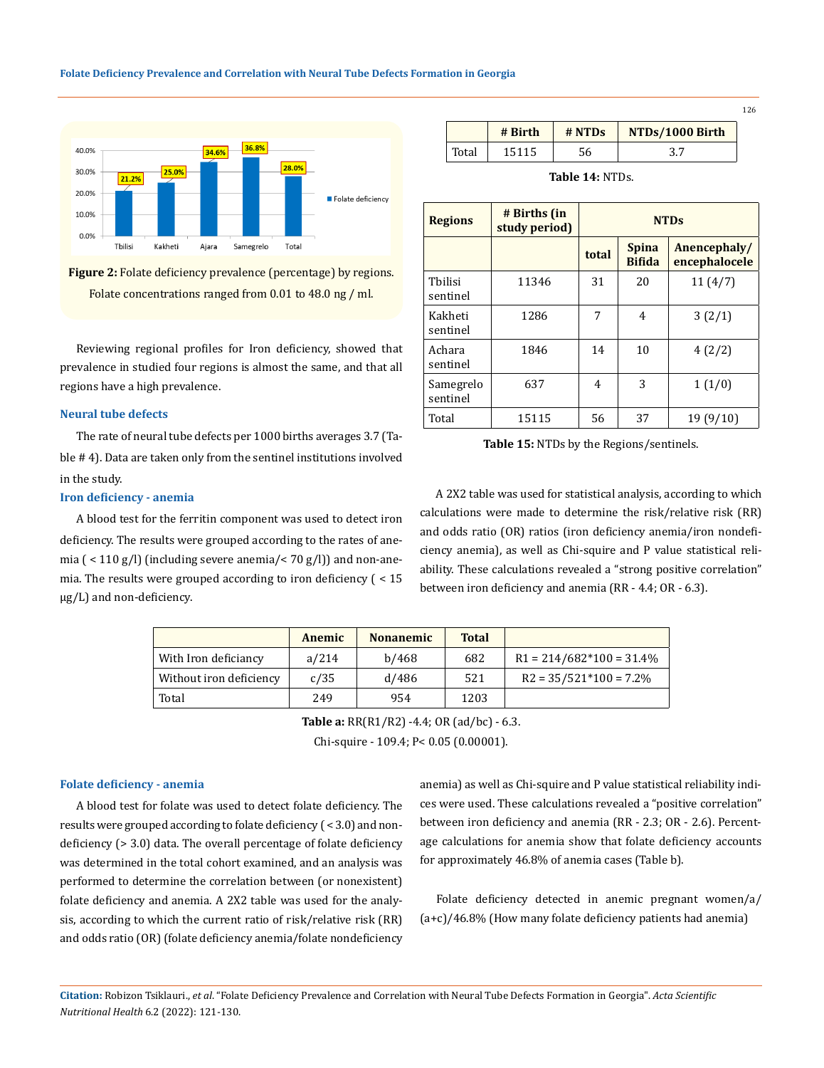**Figure 2:** Folate deficiency prevalence (percentage) by regions. Folate concentrations ranged from 0.01 to 48.0 ng / ml.

Reviewing regional profiles for Iron deficiency, showed that prevalence in studied four regions is almost the same, and that all regions have a high prevalence.

### Neural tube defects

The rate of neural tube defects per 1000 births averages 3.7 (Table # 4). Data are taken only from the sentinel institutions involved in the study.

### Iron deficiency - anemia

A blood test for the ferritin component was used to detect iron deficiency. The results were grouped according to the rates of anemia ( < 110 g/l) (including severe anemia/< 70 g/l)) and non-anemia. The results were grouped according to iron deficiency ( < 15 μg/L) and non-deficiency.

| | # Birth | # NTDs | NTDs/1000 Birth |
|---|---|---|---|
| Total | 15115 | 56 | 3.7 |

**Table 14:** NTDs.

| Regions | # Births (in study period) | NTDs | | |
|---|---|---|---|---|
| | | total | Spina Bifida | Anencephaly/ encephalocele |
| Tbilisi sentinel | 11346 | 31 | 20 | 11 (4/7) |
| Kakheti sentinel | 1286 | 7 | 4 | 3 (2/1) |
| Achara sentinel | 1846 | 14 | 10 | 4 (2/2) |
| Samegrelo sentinel | 637 | 4 | 3 | 1 (1/0) |
| Total | 15115 | 56 | 37 | 19 (9/10) |

**Table 15:** NTDs by the Regions/sentinels.

A 2X2 table was used for statistical analysis, according to which calculations were made to determine the risk/relative risk (RR) and odds ratio (OR) ratios (iron deficiency anemia/iron nondeficiency anemia), as well as Chi-squire and P value statistical reliability. These calculations revealed a "strong positive correlation" between iron deficiency and anemia (RR - 4.4; OR - 6.3).

| | Anemic | Nonanemic | Total | |
|---|---|---|---|---|
| With Iron deficiancy | a/214 | b/468 | 682 | R1 = 214/682*100 = 31.4% |
| Without iron deficiency | c/35 | d/486 | 521 | R2 = 35/521*100 = 7.2% |
| Total | 249 | 954 | 1203 | |

**Table a:** RR(R1/R2) -4.4; OR (ad/bc) - 6.3.

Chi-squire - 109.4; P< 0.05 (0.00001).

### Folate deficiency - anemia

A blood test for folate was used to detect folate deficiency. The results were grouped according to folate deficiency ( < 3.0) and non-deficiency (> 3.0) data. The overall percentage of folate deficiency was determined in the total cohort examined, and an analysis was performed to determine the correlation between (or nonexistent) folate deficiency and anemia. A 2X2 table was used for the analysis, according to which the current ratio of risk/relative risk (RR) and odds ratio (OR) (folate deficiency anemia/folate nondeficiency anemia) as well as Chi-squire and P value statistical reliability indices were used. These calculations revealed a "positive correlation" between iron deficiency and anemia (RR - 2.3; OR - 2.6). Percentage calculations for anemia show that folate deficiency accounts for approximately 46.8% of anemia cases (Table b).

Folate deficiency detected in anemic pregnant women/a/(a+c)/46.8% (How many folate deficiency patients had anemia)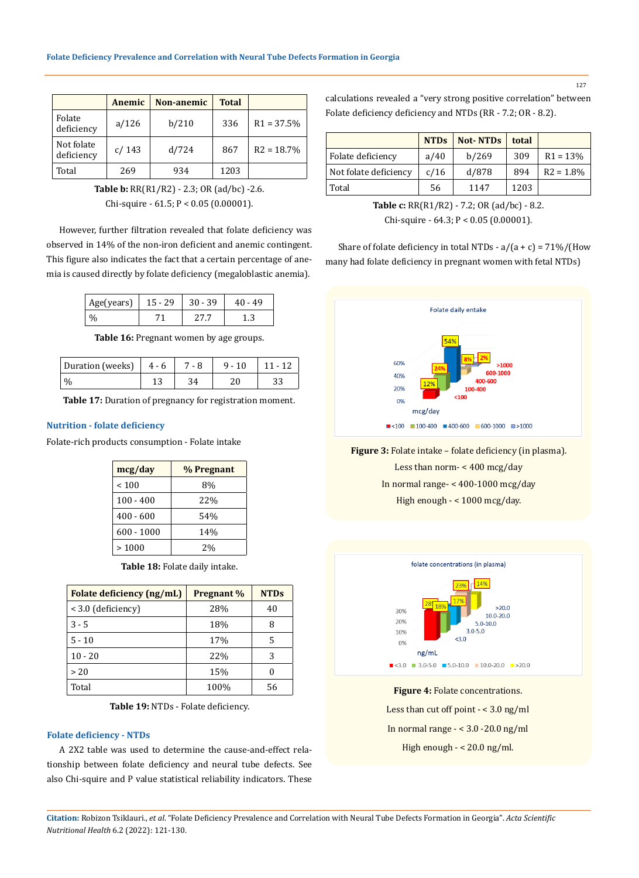| | Anemic | Non-anemic | Total | |
|---|---|---|---|---|
| Folate deficiency | a/126 | b/210 | 336 | R1 = 37.5% |
| Not folate deficiency | c/ 143 | d/724 | 867 | R2 = 18.7% |
| Total | 269 | 934 | 1203 | |

**Table b:** RR(R1/R2) - 2.3; OR (ad/bc) -2.6.

Chi-squire - 61.5; P < 0.05 (0.00001).

However, further filtration revealed that folate deficiency was observed in 14% of the non-iron deficient and anemic contingent. This figure also indicates the fact that a certain percentage of anemia is caused directly by folate deficiency (megaloblastic anemia).

| Age(years) | 15 - 29 | 30 - 39 | 40 - 49 |
|---|---|---|---|
| % | 71 | 27.7 | 1.3 |

**Table 16:** Pregnant women by age groups.

| Duration (weeks) | 4 - 6 | 7 - 8 | 9 - 10 | 11 - 12 |
|---|---|---|---|---|
| % | 13 | 34 | 20 | 33 |

**Table 17:** Duration of pregnancy for registration moment.

## Nutrition - folate deficiency

Folate-rich products consumption - Folate intake

| mcg/day | % Pregnant |
|---|---|
| < 100 | 8% |
| 100 - 400 | 22% |
| 400 - 600 | 54% |
| 600 - 1000 | 14% |
| > 1000 | 2% |

**Table 18:** Folate daily intake.

| Folate deficiency (ng/mL) | Pregnant % | NTDs |
|---|---|---|
| < 3.0 (deficiency) | 28% | 40 |
| 3 - 5 | 18% | 8 |
| 5 - 10 | 17% | 5 |
| 10 - 20 | 22% | 3 |
| > 20 | 15% | 0 |
| Total | 100% | 56 |

**Table 19:** NTDs - Folate deficiency.

## Folate deficiency - NTDs

A 2X2 table was used to determine the cause-and-effect relationship between folate deficiency and neural tube defects. See also Chi-squire and P value statistical reliability indicators. These calculations revealed a "very strong positive correlation" between Folate deficiency deficiency and NTDs (RR - 7.2; OR - 8.2).

| | NTDs | Not- NTDs | total | |
|---|---|---|---|---|
| Folate deficiency | a/40 | b/269 | 309 | R1 = 13% |
| Not folate deficiency | c/16 | d/878 | 894 | R2 = 1.8% |
| Total | 56 | 1147 | 1203 | |

**Table c:** RR(R1/R2) - 7.2; OR (ad/bc) - 8.2.

Chi-squire - 64.3; P < 0.05 (0.00001).

Share of folate deficiency in total NTDs - a/(a + c) = 71%/(How many had folate deficiency in pregnant women with fetal NTDs)

**Figure 3:** Folate intake – folate deficiency (in plasma).

Less than norm- < 400 mcg/day

In normal range- < 400-1000 mcg/day

High enough - < 1000 mcg/day.

**Figure 4:** Folate concentrations.

Less than cut off point - < 3.0 ng/ml

In normal range - < 3.0 -20.0 ng/ml

High enough - < 20.0 ng/ml.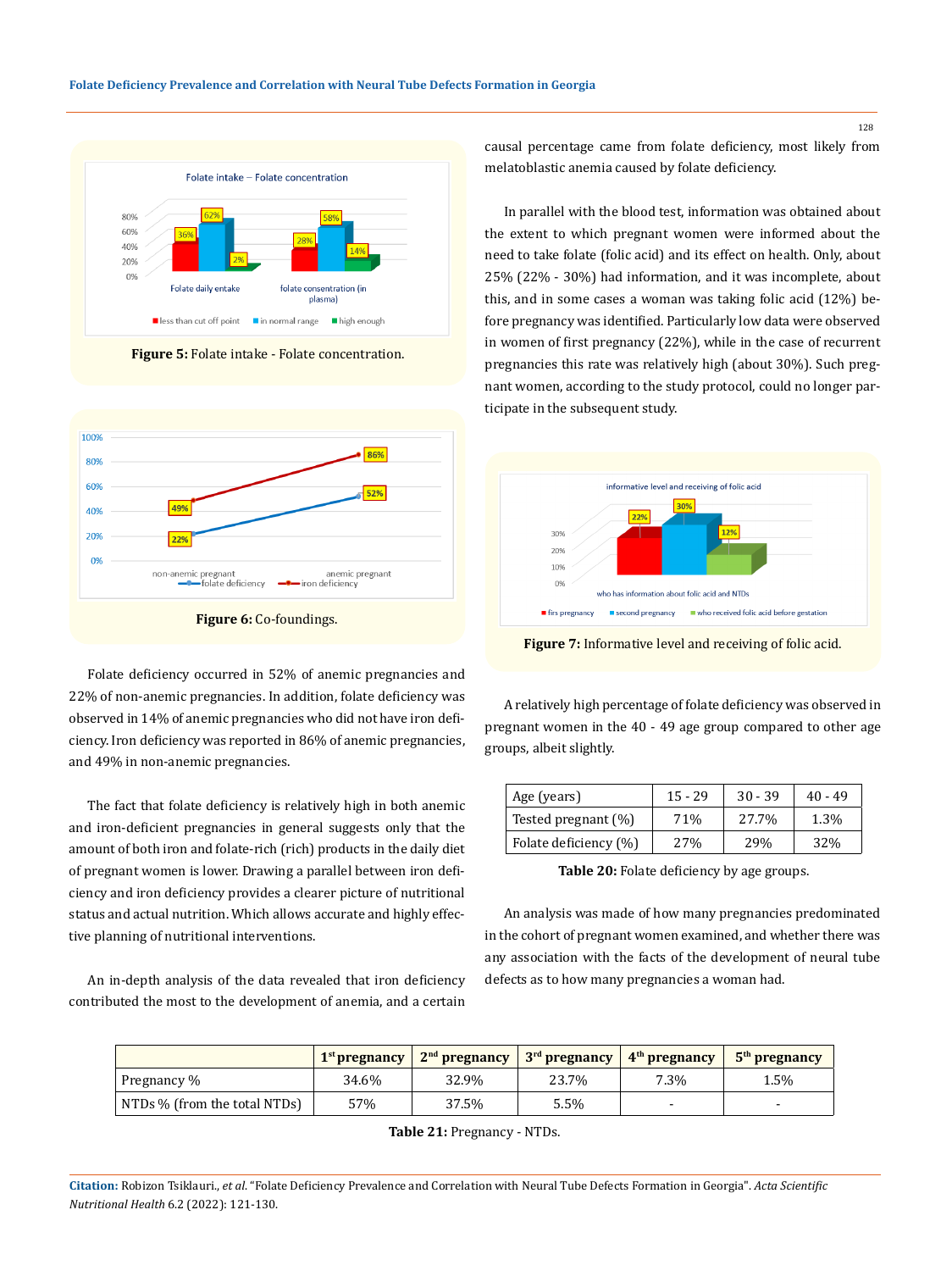Figure 5: Folate intake - Folate concentration.

Figure 6: Co-foundings.

Folate deficiency occurred in 52% of anemic pregnancies and 22% of non-anemic pregnancies. In addition, folate deficiency was observed in 14% of anemic pregnancies who did not have iron deficiency. Iron deficiency was reported in 86% of anemic pregnancies, and 49% in non-anemic pregnancies.

The fact that folate deficiency is relatively high in both anemic and iron-deficient pregnancies in general suggests only that the amount of both iron and folate-rich (rich) products in the daily diet of pregnant women is lower. Drawing a parallel between iron deficiency and iron deficiency provides a clearer picture of nutritional status and actual nutrition. Which allows accurate and highly effective planning of nutritional interventions.

An in-depth analysis of the data revealed that iron deficiency contributed the most to the development of anemia, and a certain causal percentage came from folate deficiency, most likely from melatoblastic anemia caused by folate deficiency.

In parallel with the blood test, information was obtained about the extent to which pregnant women were informed about the need to take folate (folic acid) and its effect on health. Only, about 25% (22% - 30%) had information, and it was incomplete, about this, and in some cases a woman was taking folic acid (12%) before pregnancy was identified. Particularly low data were observed in women of first pregnancy (22%), while in the case of recurrent pregnancies this rate was relatively high (about 30%). Such pregnant women, according to the study protocol, could no longer participate in the subsequent study.

Figure 7: Informative level and receiving of folic acid.

A relatively high percentage of folate deficiency was observed in pregnant women in the 40 - 49 age group compared to other age groups, albeit slightly.

| Age (years) | 15 - 29 | 30 - 39 | 40 - 49 |
|---|---|---|---|
| Tested pregnant (%) | 71% | 27.7% | 1.3% |
| Folate deficiency (%) | 27% | 29% | 32% |

**Table 20:** Folate deficiency by age groups.

An analysis was made of how many pregnancies predominated in the cohort of pregnant women examined, and whether there was any association with the facts of the development of neural tube defects as to how many pregnancies a woman had.

| | 1st pregnancy | 2nd pregnancy | 3rd pregnancy | 4th pregnancy | 5th pregnancy |
|---|---|---|---|---|---|
| Pregnancy % | 34.6% | 32.9% | 23.7% | 7.3% | 1.5% |
| NTDs % (from the total NTDs) | 57% | 37.5% | 5.5% | - | - |

**Table 21:** Pregnancy - NTDs.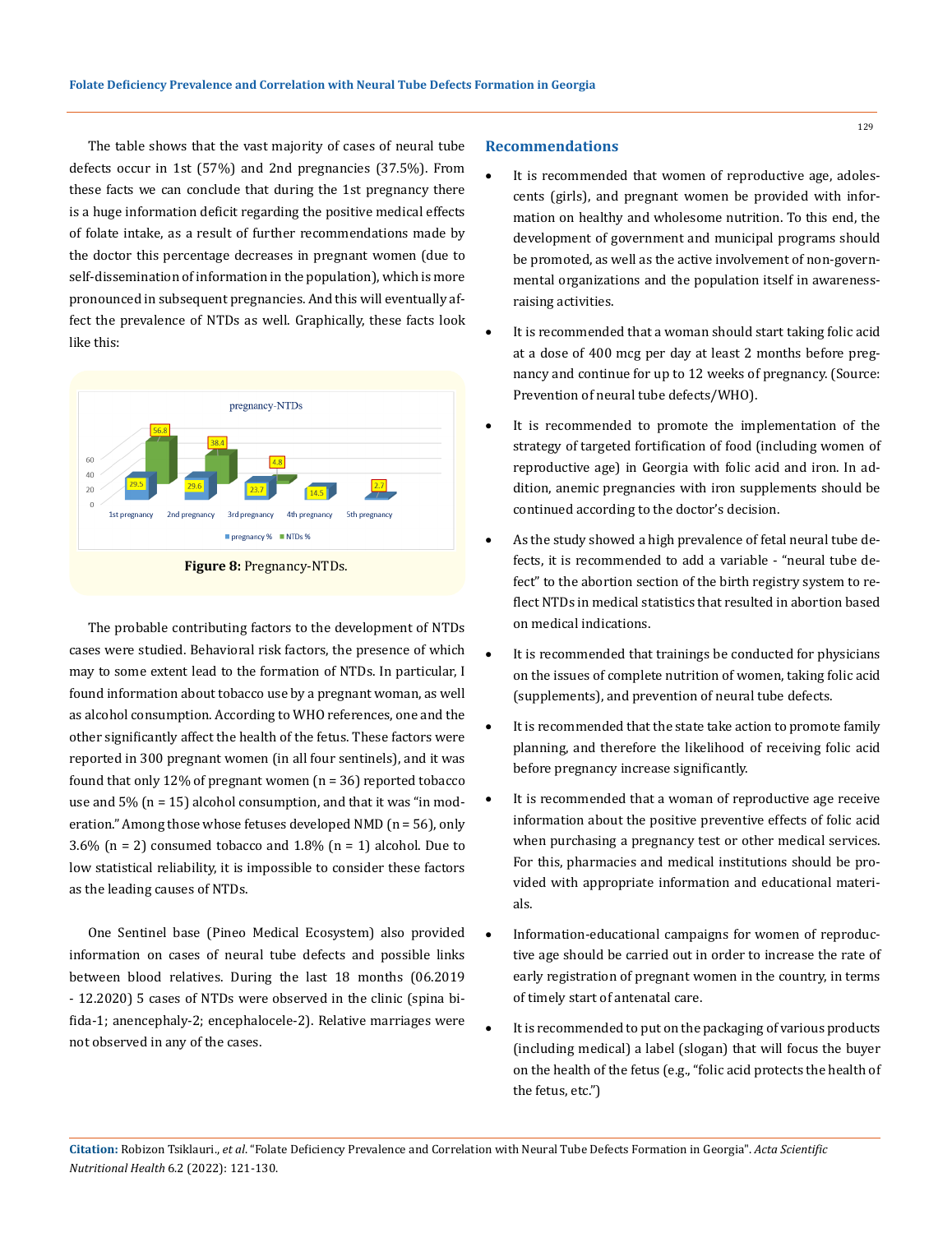The table shows that the vast majority of cases of neural tube defects occur in 1st (57%) and 2nd pregnancies (37.5%). From these facts we can conclude that during the 1st pregnancy there is a huge information deficit regarding the positive medical effects of folate intake, as a result of further recommendations made by the doctor this percentage decreases in pregnant women (due to self-dissemination of information in the population), which is more pronounced in subsequent pregnancies. And this will eventually affect the prevalence of NTDs as well. Graphically, these facts look like this:

**Figure 8:** Pregnancy-NTDs.

The probable contributing factors to the development of NTDs cases were studied. Behavioral risk factors, the presence of which may to some extent lead to the formation of NTDs. In particular, I found information about tobacco use by a pregnant woman, as well as alcohol consumption. According to WHO references, one and the other significantly affect the health of the fetus. These factors were reported in 300 pregnant women (in all four sentinels), and it was found that only 12% of pregnant women (n = 36) reported tobacco use and 5% (n = 15) alcohol consumption, and that it was "in moderation." Among those whose fetuses developed NMD (n = 56), only 3.6% (n = 2) consumed tobacco and 1.8% (n = 1) alcohol. Due to low statistical reliability, it is impossible to consider these factors as the leading causes of NTDs.

One Sentinel base (Pineo Medical Ecosystem) also provided information on cases of neural tube defects and possible links between blood relatives. During the last 18 months (06.2019 - 12.2020) 5 cases of NTDs were observed in the clinic (spina bifida-1; anencephaly-2; encephalocele-2). Relative marriages were not observed in any of the cases.

## Recommendations

- It is recommended that women of reproductive age, adolescents (girls), and pregnant women be provided with information on healthy and wholesome nutrition. To this end, the development of government and municipal programs should be promoted, as well as the active involvement of non-governmental organizations and the population itself in awareness-raising activities.
- It is recommended that a woman should start taking folic acid at a dose of 400 mcg per day at least 2 months before pregnancy and continue for up to 12 weeks of pregnancy. (Source: Prevention of neural tube defects/WHO).
- It is recommended to promote the implementation of the strategy of targeted fortification of food (including women of reproductive age) in Georgia with folic acid and iron. In addition, anemic pregnancies with iron supplements should be continued according to the doctor's decision.
- As the study showed a high prevalence of fetal neural tube defects, it is recommended to add a variable - "neural tube defect" to the abortion section of the birth registry system to reflect NTDs in medical statistics that resulted in abortion based on medical indications.
- It is recommended that trainings be conducted for physicians on the issues of complete nutrition of women, taking folic acid (supplements), and prevention of neural tube defects.
- It is recommended that the state take action to promote family planning, and therefore the likelihood of receiving folic acid before pregnancy increase significantly.
- It is recommended that a woman of reproductive age receive information about the positive preventive effects of folic acid when purchasing a pregnancy test or other medical services. For this, pharmacies and medical institutions should be provided with appropriate information and educational materials.
- Information-educational campaigns for women of reproductive age should be carried out in order to increase the rate of early registration of pregnant women in the country, in terms of timely start of antenatal care.
- It is recommended to put on the packaging of various products (including medical) a label (slogan) that will focus the buyer on the health of the fetus (e.g., "folic acid protects the health of the fetus, etc.")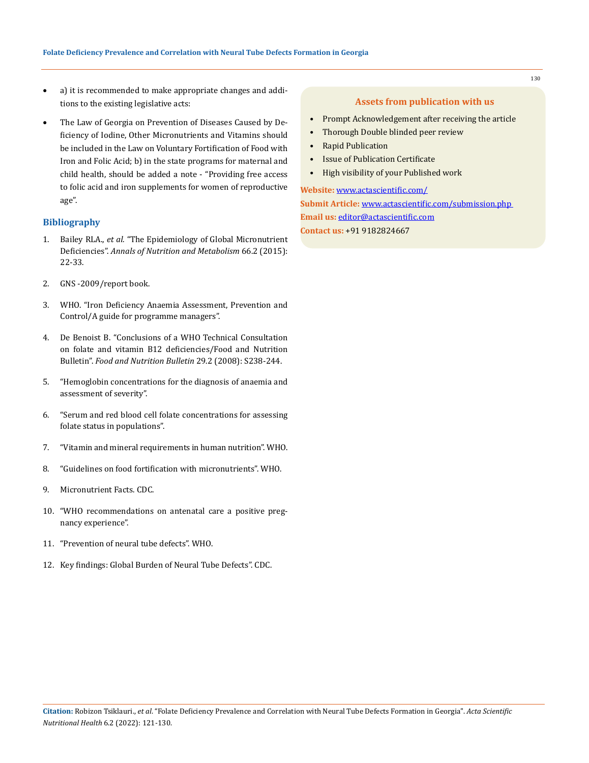- a) it is recommended to make appropriate changes and additions to the existing legislative acts:
- The Law of Georgia on Prevention of Diseases Caused by Deficiency of Iodine, Other Micronutrients and Vitamins should be included in the Law on Voluntary Fortification of Food with Iron and Folic Acid; b) in the state programs for maternal and child health, should be added a note - "Providing free access to folic acid and iron supplements for women of reproductive age".

## Bibliography

1. Bailey RLA., *et al*. "The Epidemiology of Global Micronutrient Deficiencies". *Annals of Nutrition and Metabolism* 66.2 (2015): 22-33.
2. GNS -2009/report book.
3. WHO. "Iron Deficiency Anaemia Assessment, Prevention and Control/A guide for programme managers".
4. De Benoist B. "Conclusions of a WHO Technical Consultation on folate and vitamin B12 deficiencies/Food and Nutrition Bulletin". *Food and Nutrition Bulletin* 29.2 (2008): S238-244.
5. "Hemoglobin concentrations for the diagnosis of anaemia and assessment of severity".
6. "Serum and red blood cell folate concentrations for assessing folate status in populations".
7. "Vitamin and mineral requirements in human nutrition". WHO.
8. "Guidelines on food fortification with micronutrients". WHO.
9. Micronutrient Facts. CDC.
10. "WHO recommendations on antenatal care a positive pregnancy experience".
11. "Prevention of neural tube defects". WHO.
12. Key findings: Global Burden of Neural Tube Defects". CDC.

### Assets from publication with us

- Prompt Acknowledgement after receiving the article
- Thorough Double blinded peer review
- Rapid Publication
- Issue of Publication Certificate
- High visibility of your Published work

**Website:** www.actascientific.com/
**Submit Article:** www.actascientific.com/submission.php
**Email us:** editor@actascientific.com
**Contact us:** +91 9182824667